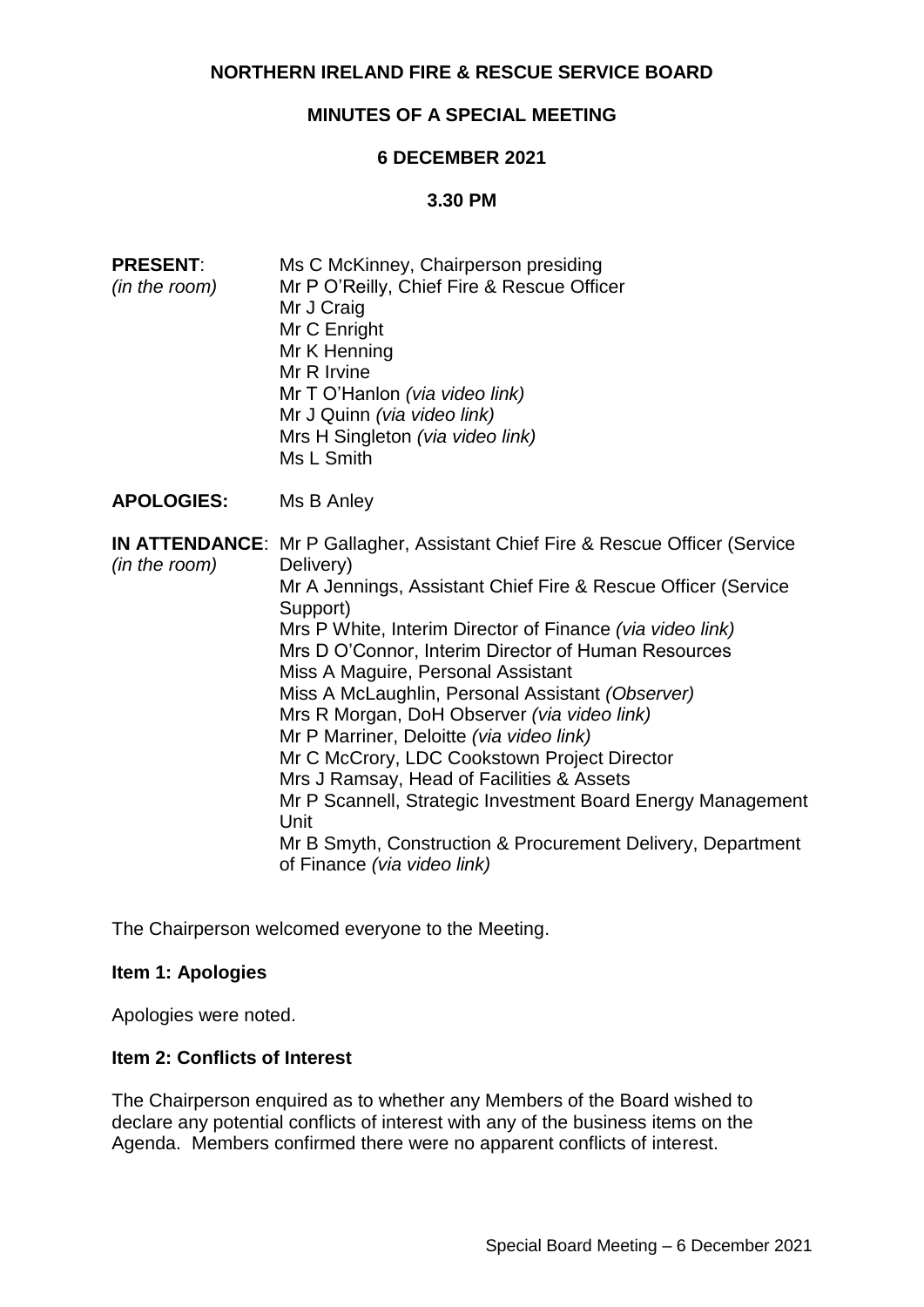**NORTHERN IRELAND FIRE & RESCUE SERVICE BOARD**

**MINUTES OF A SPECIAL MEETING**

**6 DECEMBER 2021**

**3.30 PM**

**PRESENT**:
*(in the room)*

Ms C McKinney, Chairperson presiding
Mr P O'Reilly, Chief Fire & Rescue Officer
Mr J Craig
Mr C Enright
Mr K Henning
Mr R Irvine
Mr T O'Hanlon *(via video link)*
Mr J Quinn *(via video link)*
Mrs H Singleton *(via video link)*
Ms L Smith

**APOLOGIES:** Ms B Anley

**IN ATTENDANCE**:
*(in the room)*

Mr P Gallagher, Assistant Chief Fire & Rescue Officer (Service Delivery)
Mr A Jennings, Assistant Chief Fire & Rescue Officer (Service Support)
Mrs P White, Interim Director of Finance *(via video link)*
Mrs D O'Connor, Interim Director of Human Resources
Miss A Maguire, Personal Assistant
Miss A McLaughlin, Personal Assistant *(Observer)*
Mrs R Morgan, DoH Observer *(via video link)*
Mr P Marriner, Deloitte *(via video link)*
Mr C McCrory, LDC Cookstown Project Director
Mrs J Ramsay, Head of Facilities & Assets
Mr P Scannell, Strategic Investment Board Energy Management Unit
Mr B Smyth, Construction & Procurement Delivery, Department of Finance *(via video link)*

The Chairperson welcomed everyone to the Meeting.

**Item 1: Apologies**

Apologies were noted.

**Item 2: Conflicts of Interest**

The Chairperson enquired as to whether any Members of the Board wished to declare any potential conflicts of interest with any of the business items on the Agenda. Members confirmed there were no apparent conflicts of interest.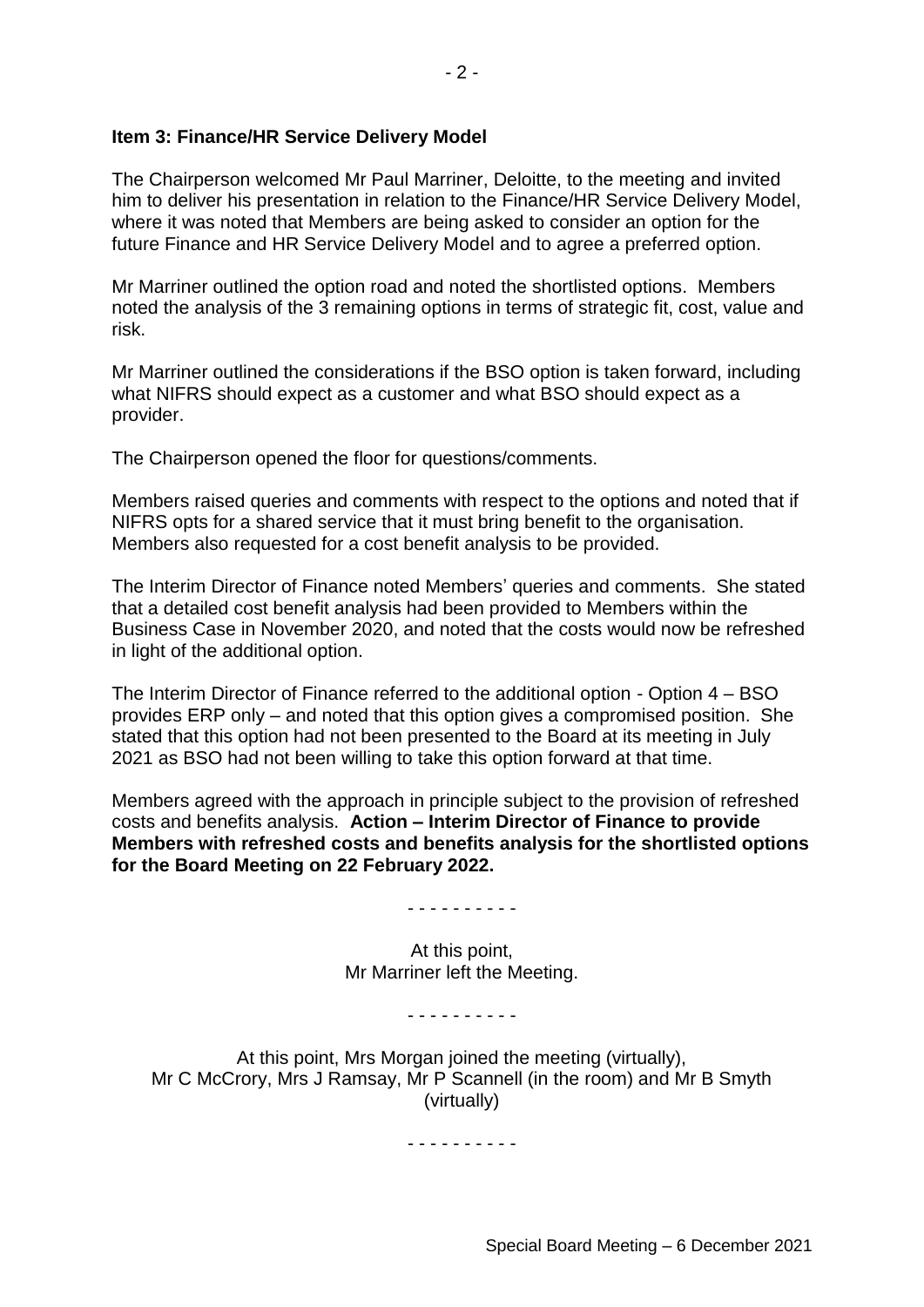**Item 3: Finance/HR Service Delivery Model**

The Chairperson welcomed Mr Paul Marriner, Deloitte, to the meeting and invited him to deliver his presentation in relation to the Finance/HR Service Delivery Model, where it was noted that Members are being asked to consider an option for the future Finance and HR Service Delivery Model and to agree a preferred option.

Mr Marriner outlined the option road and noted the shortlisted options. Members noted the analysis of the 3 remaining options in terms of strategic fit, cost, value and risk.

Mr Marriner outlined the considerations if the BSO option is taken forward, including what NIFRS should expect as a customer and what BSO should expect as a provider.

The Chairperson opened the floor for questions/comments.

Members raised queries and comments with respect to the options and noted that if NIFRS opts for a shared service that it must bring benefit to the organisation. Members also requested for a cost benefit analysis to be provided.

The Interim Director of Finance noted Members' queries and comments. She stated that a detailed cost benefit analysis had been provided to Members within the Business Case in November 2020, and noted that the costs would now be refreshed in light of the additional option.

The Interim Director of Finance referred to the additional option - Option 4 – BSO provides ERP only – and noted that this option gives a compromised position. She stated that this option had not been presented to the Board at its meeting in July 2021 as BSO had not been willing to take this option forward at that time.

Members agreed with the approach in principle subject to the provision of refreshed costs and benefits analysis. **Action – Interim Director of Finance to provide Members with refreshed costs and benefits analysis for the shortlisted options for the Board Meeting on 22 February 2022.**

- - - - - - - - - -

At this point,
Mr Marriner left the Meeting.

- - - - - - - - - -

At this point, Mrs Morgan joined the meeting (virtually),
Mr C McCrory, Mrs J Ramsay, Mr P Scannell (in the room) and Mr B Smyth (virtually)

- - - - - - - - - -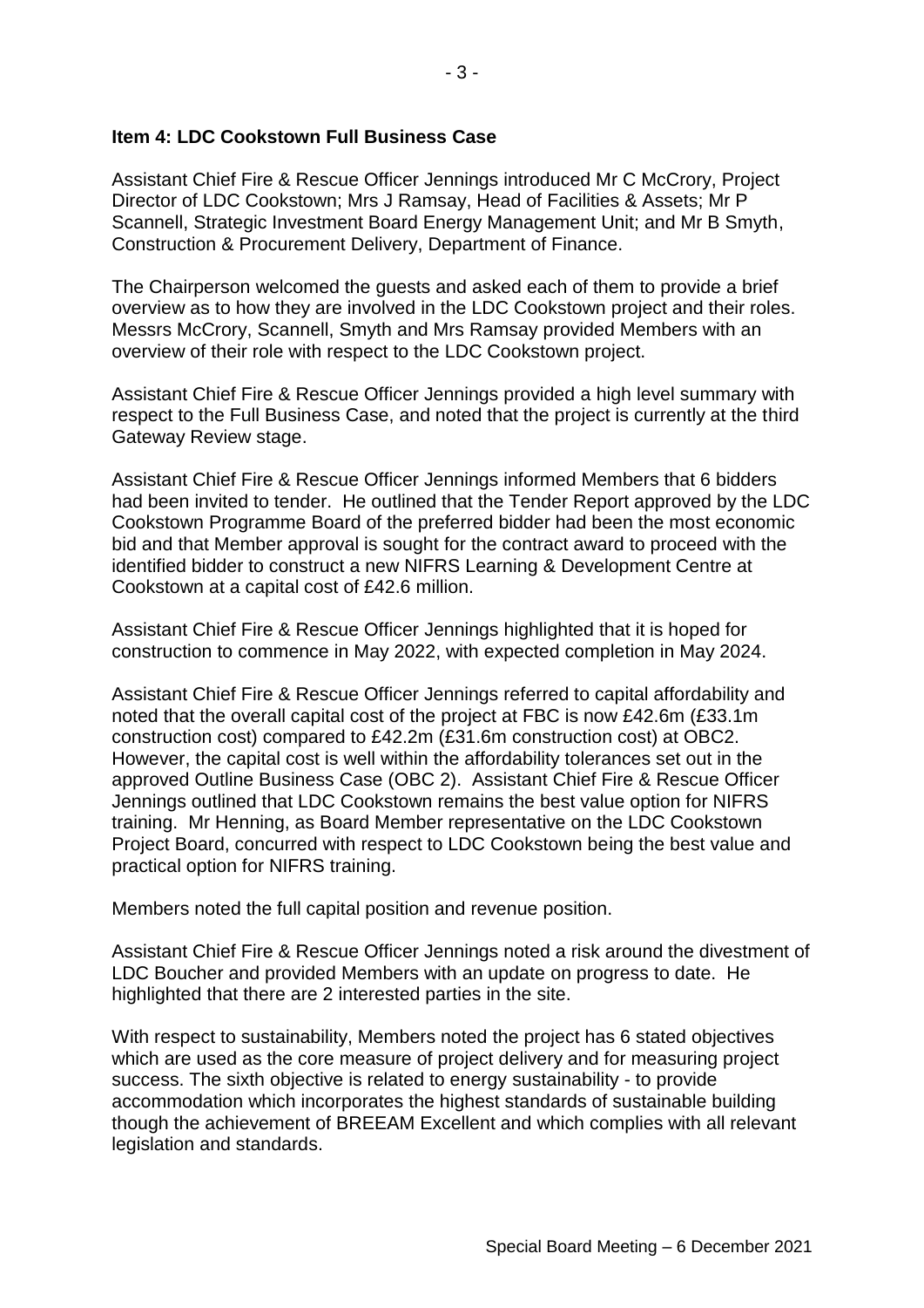**Item 4: LDC Cookstown Full Business Case**

Assistant Chief Fire & Rescue Officer Jennings introduced Mr C McCrory, Project Director of LDC Cookstown; Mrs J Ramsay, Head of Facilities & Assets; Mr P Scannell, Strategic Investment Board Energy Management Unit; and Mr B Smyth, Construction & Procurement Delivery, Department of Finance.

The Chairperson welcomed the guests and asked each of them to provide a brief overview as to how they are involved in the LDC Cookstown project and their roles. Messrs McCrory, Scannell, Smyth and Mrs Ramsay provided Members with an overview of their role with respect to the LDC Cookstown project.

Assistant Chief Fire & Rescue Officer Jennings provided a high level summary with respect to the Full Business Case, and noted that the project is currently at the third Gateway Review stage.

Assistant Chief Fire & Rescue Officer Jennings informed Members that 6 bidders had been invited to tender. He outlined that the Tender Report approved by the LDC Cookstown Programme Board of the preferred bidder had been the most economic bid and that Member approval is sought for the contract award to proceed with the identified bidder to construct a new NIFRS Learning & Development Centre at Cookstown at a capital cost of £42.6 million.

Assistant Chief Fire & Rescue Officer Jennings highlighted that it is hoped for construction to commence in May 2022, with expected completion in May 2024.

Assistant Chief Fire & Rescue Officer Jennings referred to capital affordability and noted that the overall capital cost of the project at FBC is now £42.6m (£33.1m construction cost) compared to £42.2m (£31.6m construction cost) at OBC2. However, the capital cost is well within the affordability tolerances set out in the approved Outline Business Case (OBC 2). Assistant Chief Fire & Rescue Officer Jennings outlined that LDC Cookstown remains the best value option for NIFRS training. Mr Henning, as Board Member representative on the LDC Cookstown Project Board, concurred with respect to LDC Cookstown being the best value and practical option for NIFRS training.

Members noted the full capital position and revenue position.

Assistant Chief Fire & Rescue Officer Jennings noted a risk around the divestment of LDC Boucher and provided Members with an update on progress to date. He highlighted that there are 2 interested parties in the site.

With respect to sustainability, Members noted the project has 6 stated objectives which are used as the core measure of project delivery and for measuring project success. The sixth objective is related to energy sustainability - to provide accommodation which incorporates the highest standards of sustainable building though the achievement of BREEAM Excellent and which complies with all relevant legislation and standards.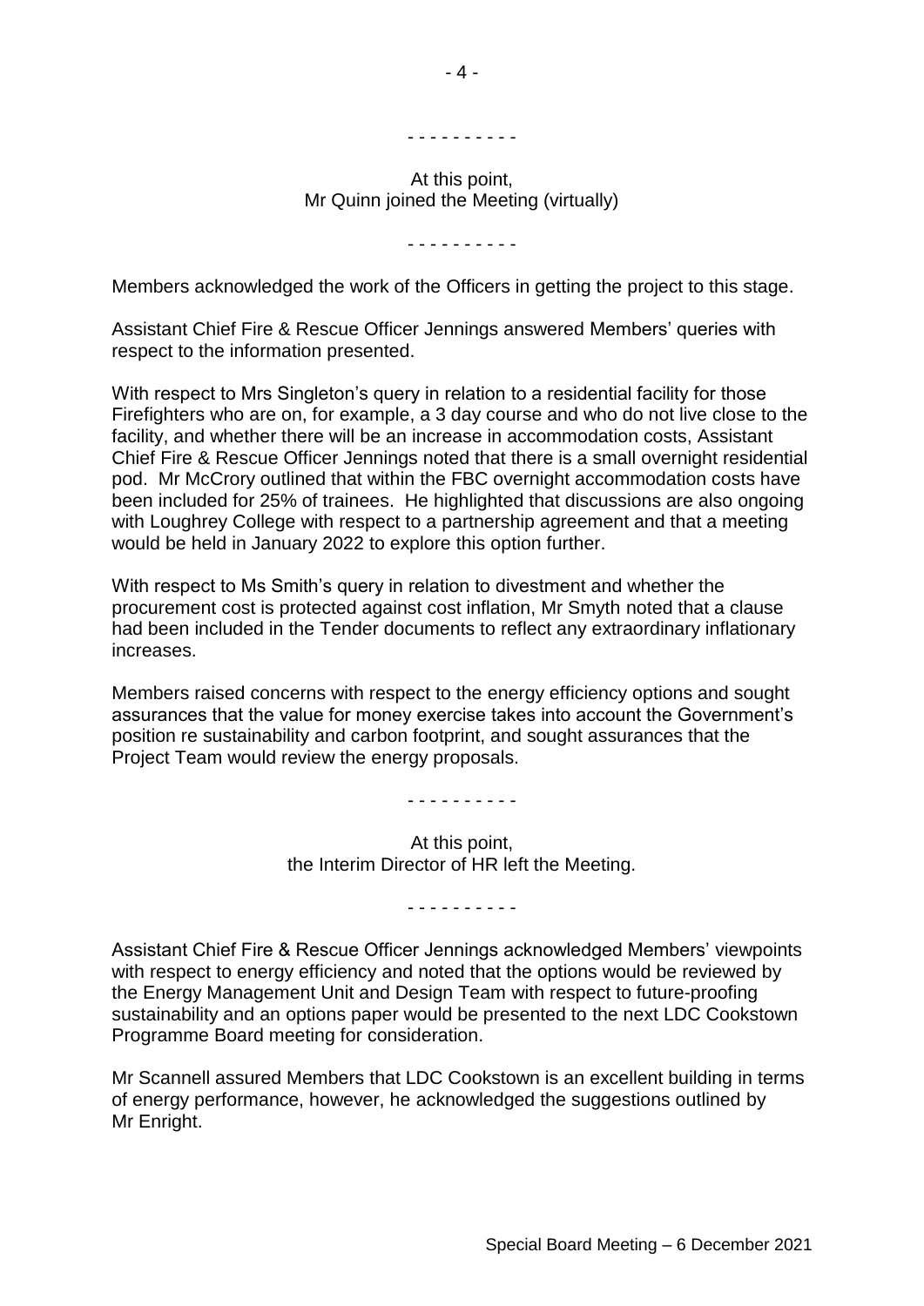- - - - - - - - - -

At this point,
Mr Quinn joined the Meeting (virtually)

- - - - - - - - - -

Members acknowledged the work of the Officers in getting the project to this stage.

Assistant Chief Fire & Rescue Officer Jennings answered Members' queries with respect to the information presented.

With respect to Mrs Singleton's query in relation to a residential facility for those Firefighters who are on, for example, a 3 day course and who do not live close to the facility, and whether there will be an increase in accommodation costs, Assistant Chief Fire & Rescue Officer Jennings noted that there is a small overnight residential pod. Mr McCrory outlined that within the FBC overnight accommodation costs have been included for 25% of trainees. He highlighted that discussions are also ongoing with Loughrey College with respect to a partnership agreement and that a meeting would be held in January 2022 to explore this option further.

With respect to Ms Smith's query in relation to divestment and whether the procurement cost is protected against cost inflation, Mr Smyth noted that a clause had been included in the Tender documents to reflect any extraordinary inflationary increases.

Members raised concerns with respect to the energy efficiency options and sought assurances that the value for money exercise takes into account the Government's position re sustainability and carbon footprint, and sought assurances that the Project Team would review the energy proposals.

- - - - - - - - - -

At this point,
the Interim Director of HR left the Meeting.

- - - - - - - - - -

Assistant Chief Fire & Rescue Officer Jennings acknowledged Members' viewpoints with respect to energy efficiency and noted that the options would be reviewed by the Energy Management Unit and Design Team with respect to future-proofing sustainability and an options paper would be presented to the next LDC Cookstown Programme Board meeting for consideration.

Mr Scannell assured Members that LDC Cookstown is an excellent building in terms of energy performance, however, he acknowledged the suggestions outlined by Mr Enright.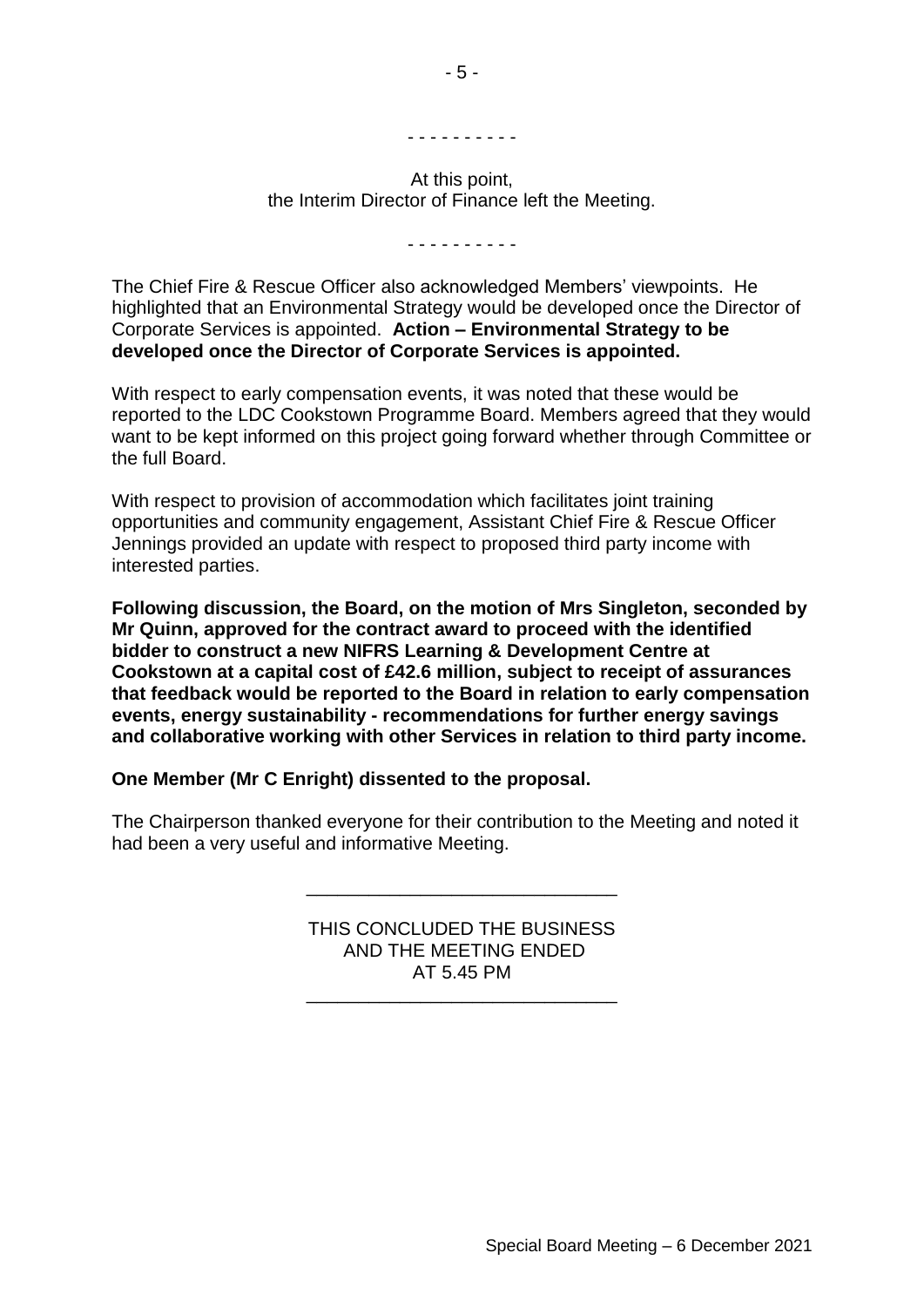- - - - - - - - - -

At this point,
the Interim Director of Finance left the Meeting.

- - - - - - - - - -

The Chief Fire & Rescue Officer also acknowledged Members' viewpoints. He highlighted that an Environmental Strategy would be developed once the Director of Corporate Services is appointed. **Action – Environmental Strategy to be developed once the Director of Corporate Services is appointed.**

With respect to early compensation events, it was noted that these would be reported to the LDC Cookstown Programme Board. Members agreed that they would want to be kept informed on this project going forward whether through Committee or the full Board.

With respect to provision of accommodation which facilitates joint training opportunities and community engagement, Assistant Chief Fire & Rescue Officer Jennings provided an update with respect to proposed third party income with interested parties.

**Following discussion, the Board, on the motion of Mrs Singleton, seconded by Mr Quinn, approved for the contract award to proceed with the identified bidder to construct a new NIFRS Learning & Development Centre at Cookstown at a capital cost of £42.6 million, subject to receipt of assurances that feedback would be reported to the Board in relation to early compensation events, energy sustainability - recommendations for further energy savings and collaborative working with other Services in relation to third party income.**

**One Member (Mr C Enright) dissented to the proposal.**

The Chairperson thanked everyone for their contribution to the Meeting and noted it had been a very useful and informative Meeting.

---

THIS CONCLUDED THE BUSINESS
AND THE MEETING ENDED
AT 5.45 PM

---